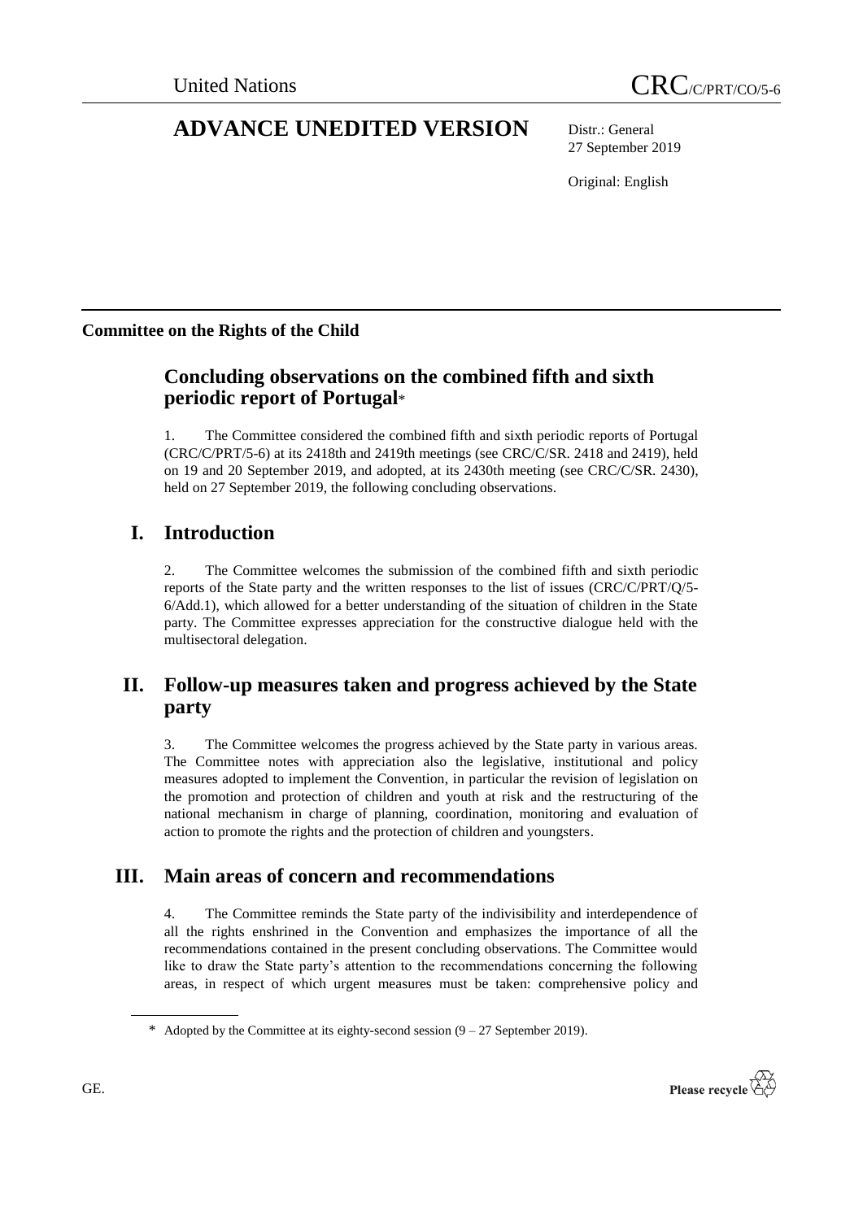United Nations

CRC/C/PRT/CO/5-6

# ADVANCE UNEDITED VERSION

Distr.: General
27 September 2019

Original: English

**Committee on the Rights of the Child**

## Concluding observations on the combined fifth and sixth periodic report of Portugal*

1. The Committee considered the combined fifth and sixth periodic reports of Portugal (CRC/C/PRT/5-6) at its 2418th and 2419th meetings (see CRC/C/SR. 2418 and 2419), held on 19 and 20 September 2019, and adopted, at its 2430th meeting (see CRC/C/SR. 2430), held on 27 September 2019, the following concluding observations.

## I. Introduction

2. The Committee welcomes the submission of the combined fifth and sixth periodic reports of the State party and the written responses to the list of issues (CRC/C/PRT/Q/5-6/Add.1), which allowed for a better understanding of the situation of children in the State party. The Committee expresses appreciation for the constructive dialogue held with the multisectoral delegation.

## II. Follow-up measures taken and progress achieved by the State party

3. The Committee welcomes the progress achieved by the State party in various areas. The Committee notes with appreciation also the legislative, institutional and policy measures adopted to implement the Convention, in particular the revision of legislation on the promotion and protection of children and youth at risk and the restructuring of the national mechanism in charge of planning, coordination, monitoring and evaluation of action to promote the rights and the protection of children and youngsters.

## III. Main areas of concern and recommendations

4. The Committee reminds the State party of the indivisibility and interdependence of all the rights enshrined in the Convention and emphasizes the importance of all the recommendations contained in the present concluding observations. The Committee would like to draw the State party's attention to the recommendations concerning the following areas, in respect of which urgent measures must be taken: comprehensive policy and

\* Adopted by the Committee at its eighty-second session (9 – 27 September 2019).

GE.

Please recycle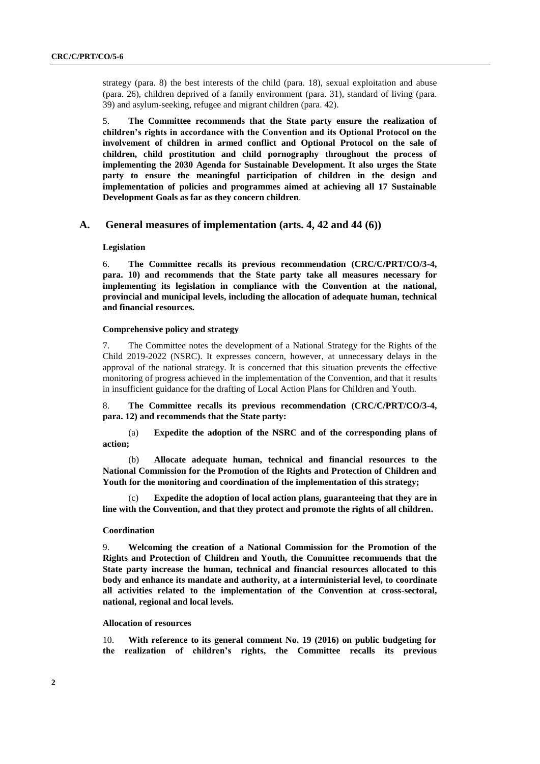strategy (para. 8) the best interests of the child (para. 18), sexual exploitation and abuse (para. 26), children deprived of a family environment (para. 31), standard of living (para. 39) and asylum-seeking, refugee and migrant children (para. 42).

5. **The Committee recommends that the State party ensure the realization of children's rights in accordance with the Convention and its Optional Protocol on the involvement of children in armed conflict and Optional Protocol on the sale of children, child prostitution and child pornography throughout the process of implementing the 2030 Agenda for Sustainable Development. It also urges the State party to ensure the meaningful participation of children in the design and implementation of policies and programmes aimed at achieving all 17 Sustainable Development Goals as far as they concern children**.

## A. General measures of implementation (arts. 4, 42 and 44 (6))

### Legislation

6. **The Committee recalls its previous recommendation (CRC/C/PRT/CO/3-4, para. 10) and recommends that the State party take all measures necessary for implementing its legislation in compliance with the Convention at the national, provincial and municipal levels, including the allocation of adequate human, technical and financial resources.**

### Comprehensive policy and strategy

7. The Committee notes the development of a National Strategy for the Rights of the Child 2019-2022 (NSRC). It expresses concern, however, at unnecessary delays in the approval of the national strategy. It is concerned that this situation prevents the effective monitoring of progress achieved in the implementation of the Convention, and that it results in insufficient guidance for the drafting of Local Action Plans for Children and Youth.

8. **The Committee recalls its previous recommendation (CRC/C/PRT/CO/3-4, para. 12) and recommends that the State party:**

(a) **Expedite the adoption of the NSRC and of the corresponding plans of action;**

(b) **Allocate adequate human, technical and financial resources to the National Commission for the Promotion of the Rights and Protection of Children and Youth for the monitoring and coordination of the implementation of this strategy;**

(c) **Expedite the adoption of local action plans, guaranteeing that they are in line with the Convention, and that they protect and promote the rights of all children.**

### Coordination

9. **Welcoming the creation of a National Commission for the Promotion of the Rights and Protection of Children and Youth, the Committee recommends that the State party increase the human, technical and financial resources allocated to this body and enhance its mandate and authority, at a interministerial level, to coordinate all activities related to the implementation of the Convention at cross-sectoral, national, regional and local levels.**

### Allocation of resources

10. **With reference to its general comment No. 19 (2016) on public budgeting for the realization of children's rights, the Committee recalls its previous**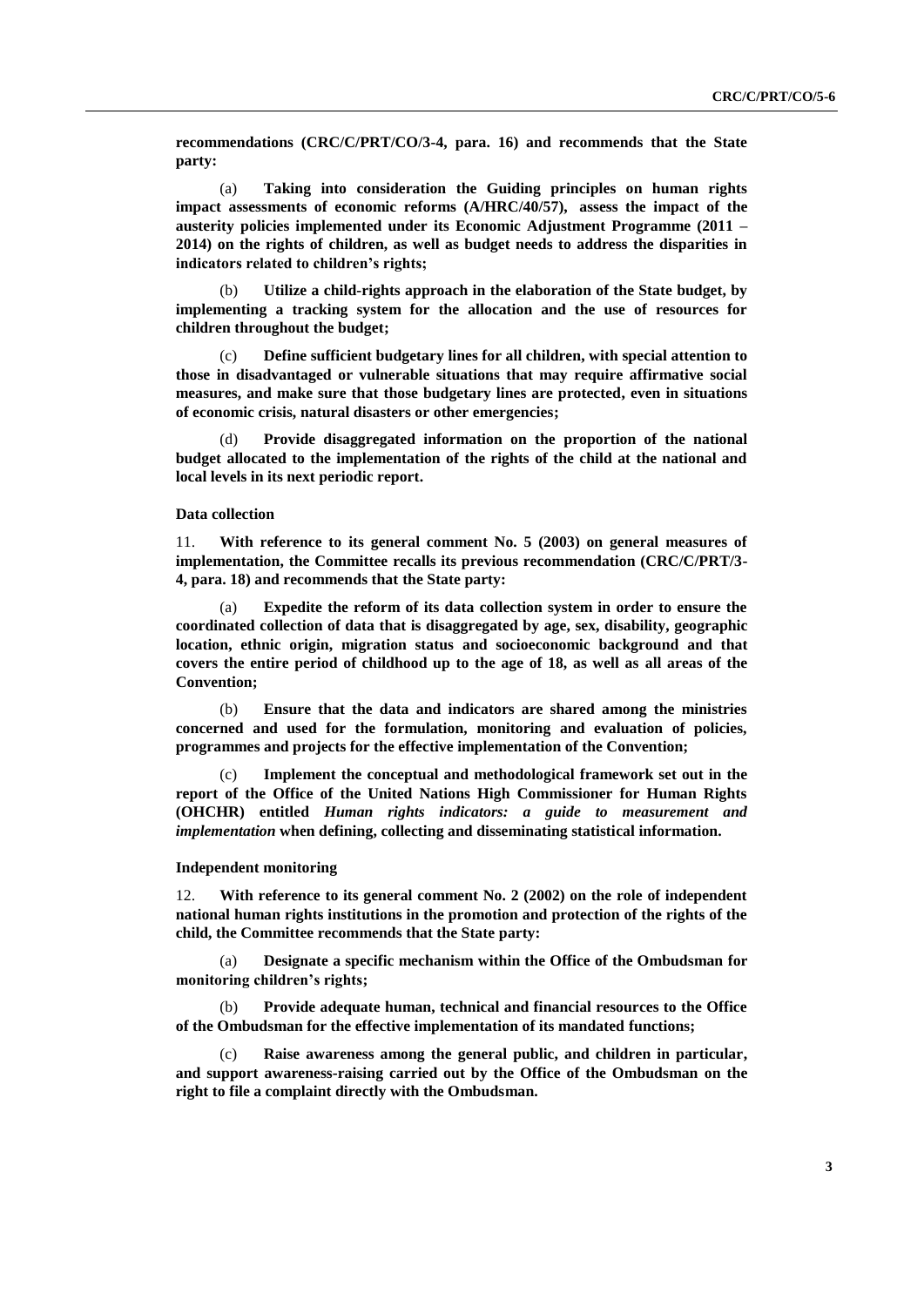**recommendations (CRC/C/PRT/CO/3-4, para. 16) and recommends that the State party:**

(a) **Taking into consideration the Guiding principles on human rights impact assessments of economic reforms (A/HRC/40/57), assess the impact of the austerity policies implemented under its Economic Adjustment Programme (2011 – 2014) on the rights of children, as well as budget needs to address the disparities in indicators related to children's rights;**

(b) **Utilize a child-rights approach in the elaboration of the State budget, by implementing a tracking system for the allocation and the use of resources for children throughout the budget;**

(c) **Define sufficient budgetary lines for all children, with special attention to those in disadvantaged or vulnerable situations that may require affirmative social measures, and make sure that those budgetary lines are protected, even in situations of economic crisis, natural disasters or other emergencies;**

(d) **Provide disaggregated information on the proportion of the national budget allocated to the implementation of the rights of the child at the national and local levels in its next periodic report.**

#### Data collection

11. **With reference to its general comment No. 5 (2003) on general measures of implementation, the Committee recalls its previous recommendation (CRC/C/PRT/3-4, para. 18) and recommends that the State party:**

(a) **Expedite the reform of its data collection system in order to ensure the coordinated collection of data that is disaggregated by age, sex, disability, geographic location, ethnic origin, migration status and socioeconomic background and that covers the entire period of childhood up to the age of 18, as well as all areas of the Convention;**

(b) **Ensure that the data and indicators are shared among the ministries concerned and used for the formulation, monitoring and evaluation of policies, programmes and projects for the effective implementation of the Convention;**

(c) **Implement the conceptual and methodological framework set out in the report of the Office of the United Nations High Commissioner for Human Rights (OHCHR) entitled *Human rights indicators: a guide to measurement and implementation* when defining, collecting and disseminating statistical information.**

#### Independent monitoring

12. **With reference to its general comment No. 2 (2002) on the role of independent national human rights institutions in the promotion and protection of the rights of the child, the Committee recommends that the State party:**

(a) **Designate a specific mechanism within the Office of the Ombudsman for monitoring children's rights;**

(b) **Provide adequate human, technical and financial resources to the Office of the Ombudsman for the effective implementation of its mandated functions;**

(c) **Raise awareness among the general public, and children in particular, and support awareness-raising carried out by the Office of the Ombudsman on the right to file a complaint directly with the Ombudsman.**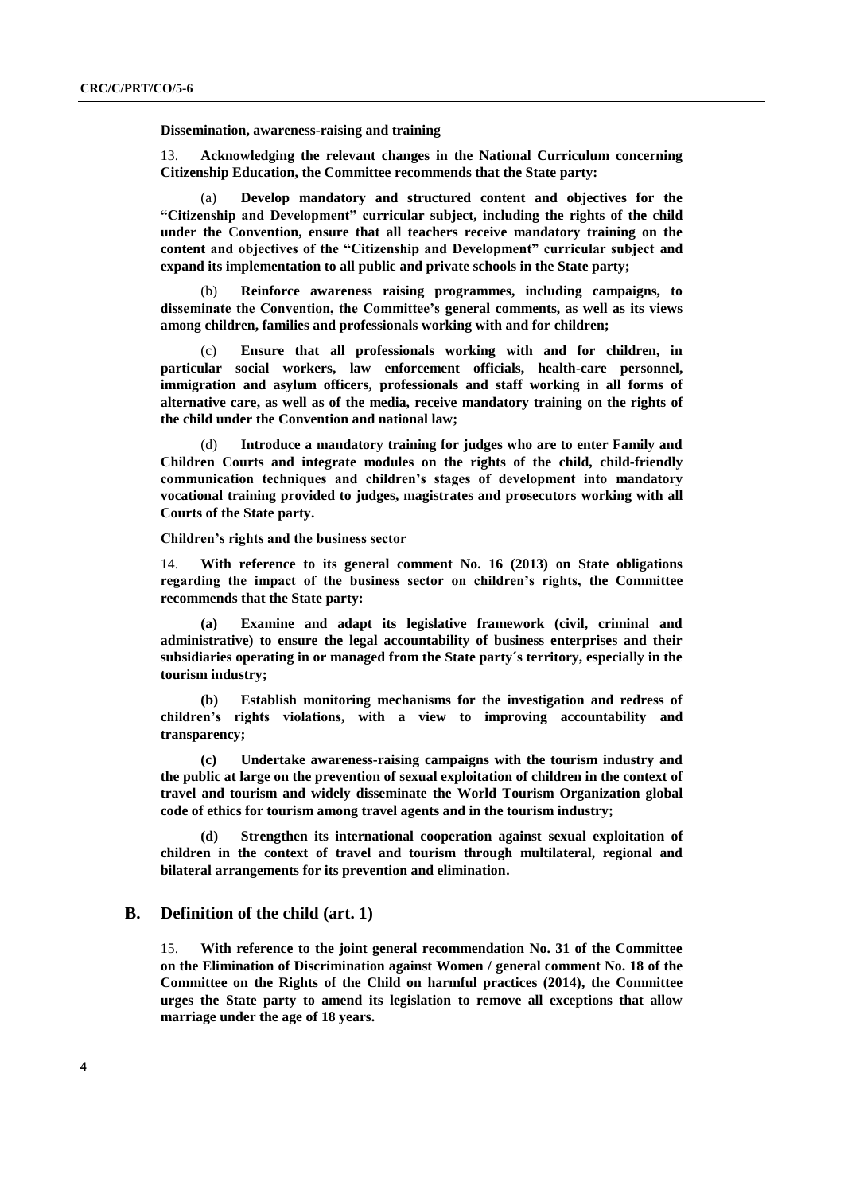**Dissemination, awareness-raising and training**

13. **Acknowledging the relevant changes in the National Curriculum concerning Citizenship Education, the Committee recommends that the State party:**

(a) **Develop mandatory and structured content and objectives for the "Citizenship and Development" curricular subject, including the rights of the child under the Convention, ensure that all teachers receive mandatory training on the content and objectives of the "Citizenship and Development" curricular subject and expand its implementation to all public and private schools in the State party;**

(b) **Reinforce awareness raising programmes, including campaigns, to disseminate the Convention, the Committee's general comments, as well as its views among children, families and professionals working with and for children;**

(c) **Ensure that all professionals working with and for children, in particular social workers, law enforcement officials, health-care personnel, immigration and asylum officers, professionals and staff working in all forms of alternative care, as well as of the media, receive mandatory training on the rights of the child under the Convention and national law;**

(d) **Introduce a mandatory training for judges who are to enter Family and Children Courts and integrate modules on the rights of the child, child-friendly communication techniques and children's stages of development into mandatory vocational training provided to judges, magistrates and prosecutors working with all Courts of the State party.**

**Children's rights and the business sector**

14. **With reference to its general comment No. 16 (2013) on State obligations regarding the impact of the business sector on children's rights, the Committee recommends that the State party:**

**(a) Examine and adapt its legislative framework (civil, criminal and administrative) to ensure the legal accountability of business enterprises and their subsidiaries operating in or managed from the State party´s territory, especially in the tourism industry;**

**(b) Establish monitoring mechanisms for the investigation and redress of children's rights violations, with a view to improving accountability and transparency;**

**(c) Undertake awareness-raising campaigns with the tourism industry and the public at large on the prevention of sexual exploitation of children in the context of travel and tourism and widely disseminate the World Tourism Organization global code of ethics for tourism among travel agents and in the tourism industry;**

**(d) Strengthen its international cooperation against sexual exploitation of children in the context of travel and tourism through multilateral, regional and bilateral arrangements for its prevention and elimination.**

## B. Definition of the child (art. 1)

15. **With reference to the joint general recommendation No. 31 of the Committee on the Elimination of Discrimination against Women / general comment No. 18 of the Committee on the Rights of the Child on harmful practices (2014), the Committee urges the State party to amend its legislation to remove all exceptions that allow marriage under the age of 18 years.**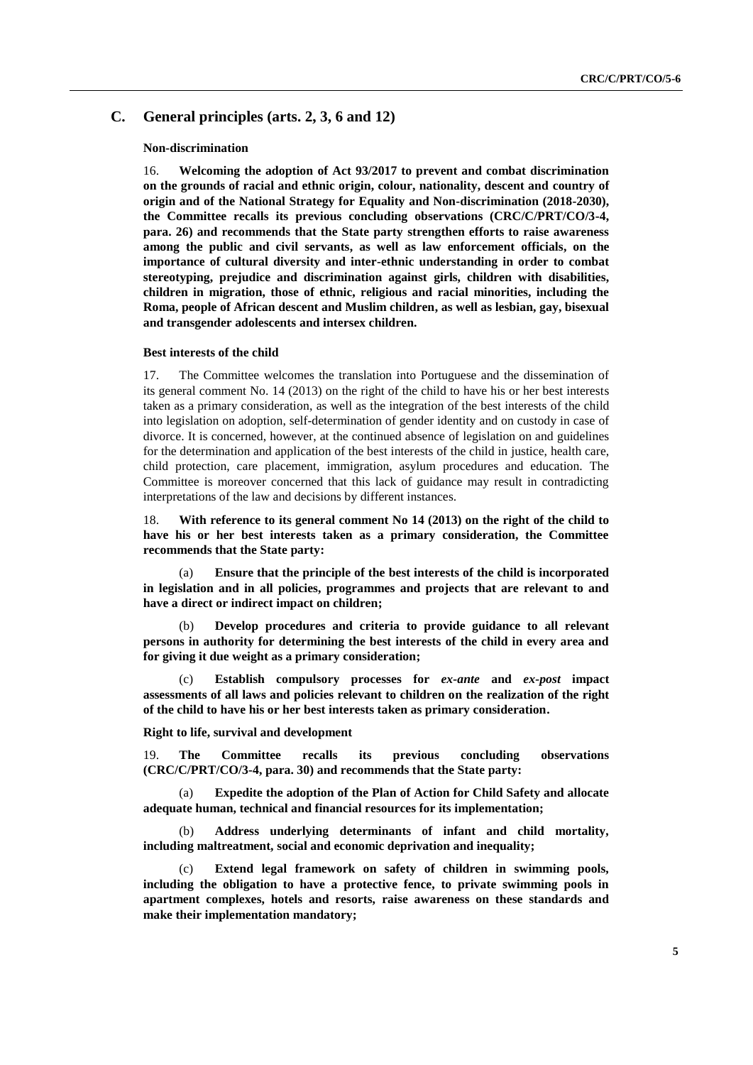## C. General principles (arts. 2, 3, 6 and 12)

### Non-discrimination

16. **Welcoming the adoption of Act 93/2017 to prevent and combat discrimination on the grounds of racial and ethnic origin, colour, nationality, descent and country of origin and of the National Strategy for Equality and Non-discrimination (2018-2030), the Committee recalls its previous concluding observations (CRC/C/PRT/CO/3-4, para. 26) and recommends that the State party strengthen efforts to raise awareness among the public and civil servants, as well as law enforcement officials, on the importance of cultural diversity and inter-ethnic understanding in order to combat stereotyping, prejudice and discrimination against girls, children with disabilities, children in migration, those of ethnic, religious and racial minorities, including the Roma, people of African descent and Muslim children, as well as lesbian, gay, bisexual and transgender adolescents and intersex children.**

### Best interests of the child

17. The Committee welcomes the translation into Portuguese and the dissemination of its general comment No. 14 (2013) on the right of the child to have his or her best interests taken as a primary consideration, as well as the integration of the best interests of the child into legislation on adoption, self-determination of gender identity and on custody in case of divorce. It is concerned, however, at the continued absence of legislation on and guidelines for the determination and application of the best interests of the child in justice, health care, child protection, care placement, immigration, asylum procedures and education. The Committee is moreover concerned that this lack of guidance may result in contradicting interpretations of the law and decisions by different instances.

18. **With reference to its general comment No 14 (2013) on the right of the child to have his or her best interests taken as a primary consideration, the Committee recommends that the State party:**

(a) **Ensure that the principle of the best interests of the child is incorporated in legislation and in all policies, programmes and projects that are relevant to and have a direct or indirect impact on children;**

(b) **Develop procedures and criteria to provide guidance to all relevant persons in authority for determining the best interests of the child in every area and for giving it due weight as a primary consideration;**

(c) **Establish compulsory processes for *ex-ante* and *ex-post* impact assessments of all laws and policies relevant to children on the realization of the right of the child to have his or her best interests taken as primary consideration.**

### Right to life, survival and development

19. **The Committee recalls its previous concluding observations (CRC/C/PRT/CO/3-4, para. 30) and recommends that the State party:**

(a) **Expedite the adoption of the Plan of Action for Child Safety and allocate adequate human, technical and financial resources for its implementation;**

(b) **Address underlying determinants of infant and child mortality, including maltreatment, social and economic deprivation and inequality;**

(c) **Extend legal framework on safety of children in swimming pools, including the obligation to have a protective fence, to private swimming pools in apartment complexes, hotels and resorts, raise awareness on these standards and make their implementation mandatory;**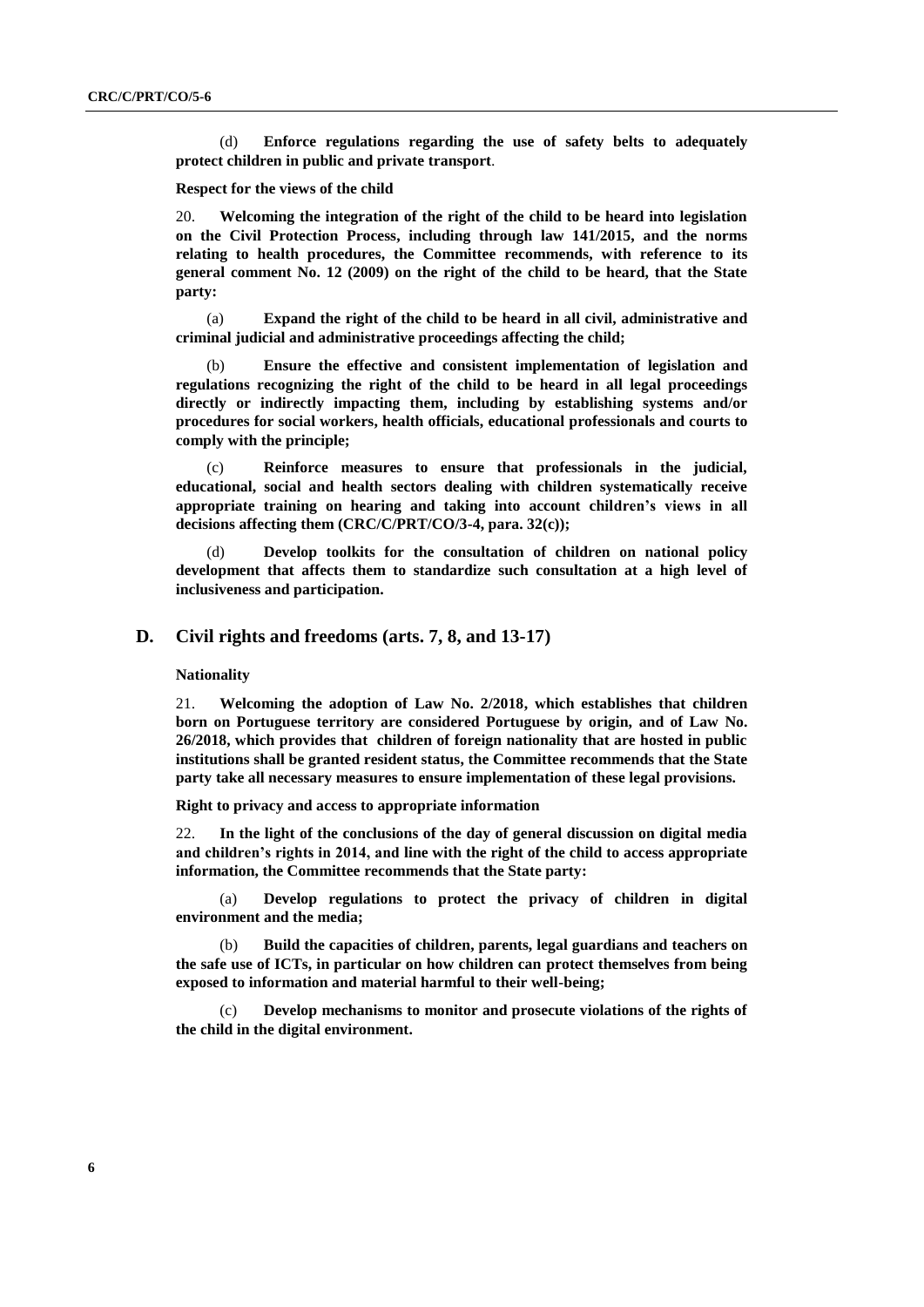(d) **Enforce regulations regarding the use of safety belts to adequately protect children in public and private transport**.

**Respect for the views of the child**

20. **Welcoming the integration of the right of the child to be heard into legislation on the Civil Protection Process, including through law 141/2015, and the norms relating to health procedures, the Committee recommends, with reference to its general comment No. 12 (2009) on the right of the child to be heard, that the State party:**

(a) **Expand the right of the child to be heard in all civil, administrative and criminal judicial and administrative proceedings affecting the child;**

(b) **Ensure the effective and consistent implementation of legislation and regulations recognizing the right of the child to be heard in all legal proceedings directly or indirectly impacting them, including by establishing systems and/or procedures for social workers, health officials, educational professionals and courts to comply with the principle;**

(c) **Reinforce measures to ensure that professionals in the judicial, educational, social and health sectors dealing with children systematically receive appropriate training on hearing and taking into account children's views in all decisions affecting them (CRC/C/PRT/CO/3-4, para. 32(c));**

(d) **Develop toolkits for the consultation of children on national policy development that affects them to standardize such consultation at a high level of inclusiveness and participation.**

## D. Civil rights and freedoms (arts. 7, 8, and 13-17)

**Nationality**

21. **Welcoming the adoption of Law No. 2/2018, which establishes that children born on Portuguese territory are considered Portuguese by origin, and of Law No. 26/2018, which provides that children of foreign nationality that are hosted in public institutions shall be granted resident status, the Committee recommends that the State party take all necessary measures to ensure implementation of these legal provisions.**

**Right to privacy and access to appropriate information**

22. **In the light of the conclusions of the day of general discussion on digital media and children's rights in 2014, and line with the right of the child to access appropriate information, the Committee recommends that the State party:**

(a) **Develop regulations to protect the privacy of children in digital environment and the media;**

(b) **Build the capacities of children, parents, legal guardians and teachers on the safe use of ICTs, in particular on how children can protect themselves from being exposed to information and material harmful to their well-being;**

(c) **Develop mechanisms to monitor and prosecute violations of the rights of the child in the digital environment.**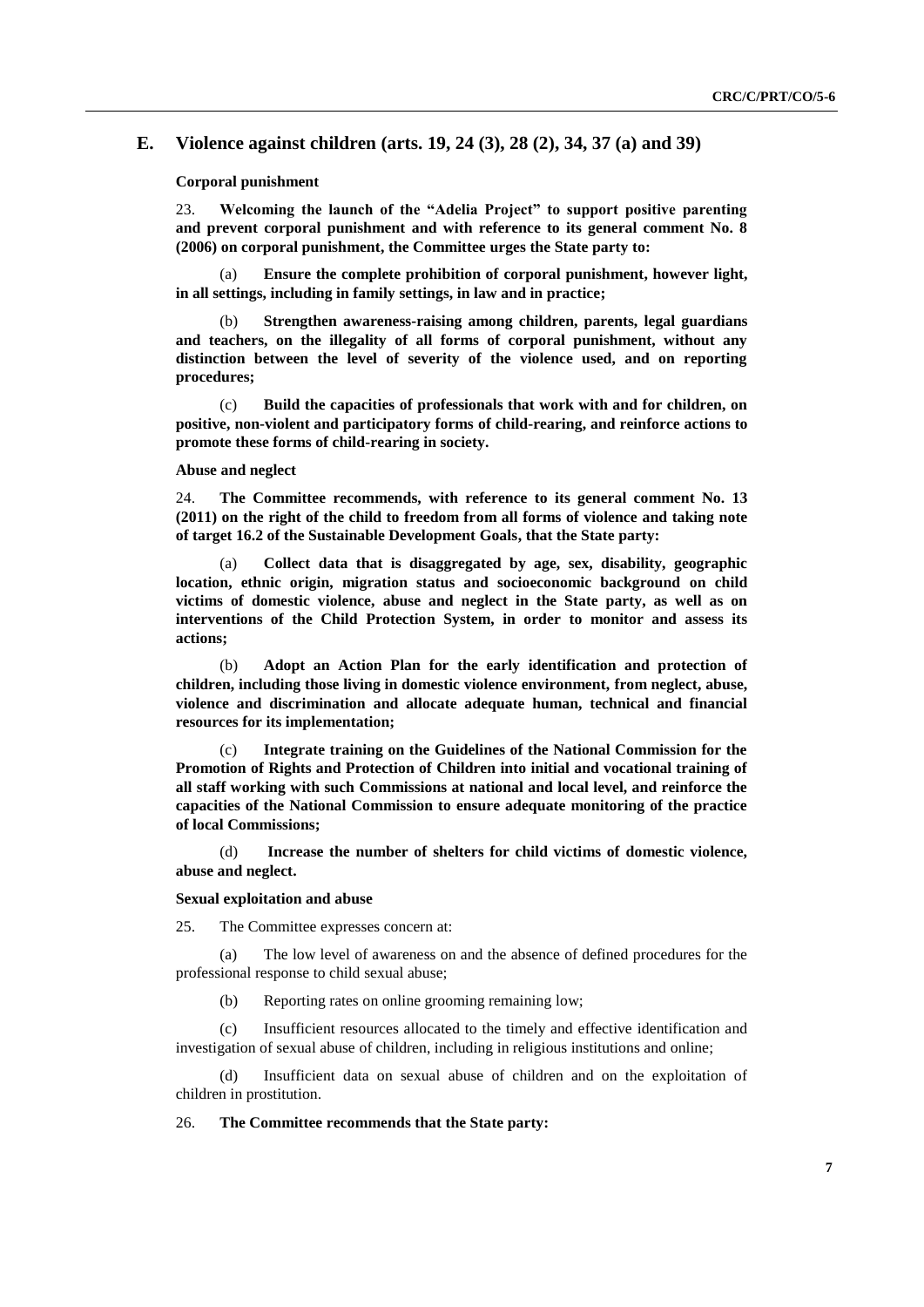## E. Violence against children (arts. 19, 24 (3), 28 (2), 34, 37 (a) and 39)

**Corporal punishment**

23. **Welcoming the launch of the "Adelia Project" to support positive parenting and prevent corporal punishment and with reference to its general comment No. 8 (2006) on corporal punishment, the Committee urges the State party to:**

(a) **Ensure the complete prohibition of corporal punishment, however light, in all settings, including in family settings, in law and in practice;**

(b) **Strengthen awareness-raising among children, parents, legal guardians and teachers, on the illegality of all forms of corporal punishment, without any distinction between the level of severity of the violence used, and on reporting procedures;**

(c) **Build the capacities of professionals that work with and for children, on positive, non-violent and participatory forms of child-rearing, and reinforce actions to promote these forms of child-rearing in society.**

**Abuse and neglect**

24. **The Committee recommends, with reference to its general comment No. 13 (2011) on the right of the child to freedom from all forms of violence and taking note of target 16.2 of the Sustainable Development Goals, that the State party:**

(a) **Collect data that is disaggregated by age, sex, disability, geographic location, ethnic origin, migration status and socioeconomic background on child victims of domestic violence, abuse and neglect in the State party, as well as on interventions of the Child Protection System, in order to monitor and assess its actions;**

(b) **Adopt an Action Plan for the early identification and protection of children, including those living in domestic violence environment, from neglect, abuse, violence and discrimination and allocate adequate human, technical and financial resources for its implementation;**

(c) **Integrate training on the Guidelines of the National Commission for the Promotion of Rights and Protection of Children into initial and vocational training of all staff working with such Commissions at national and local level, and reinforce the capacities of the National Commission to ensure adequate monitoring of the practice of local Commissions;**

(d) **Increase the number of shelters for child victims of domestic violence, abuse and neglect.**

**Sexual exploitation and abuse**

25. The Committee expresses concern at:

(a) The low level of awareness on and the absence of defined procedures for the professional response to child sexual abuse;

(b) Reporting rates on online grooming remaining low;

(c) Insufficient resources allocated to the timely and effective identification and investigation of sexual abuse of children, including in religious institutions and online;

(d) Insufficient data on sexual abuse of children and on the exploitation of children in prostitution.

26. **The Committee recommends that the State party:**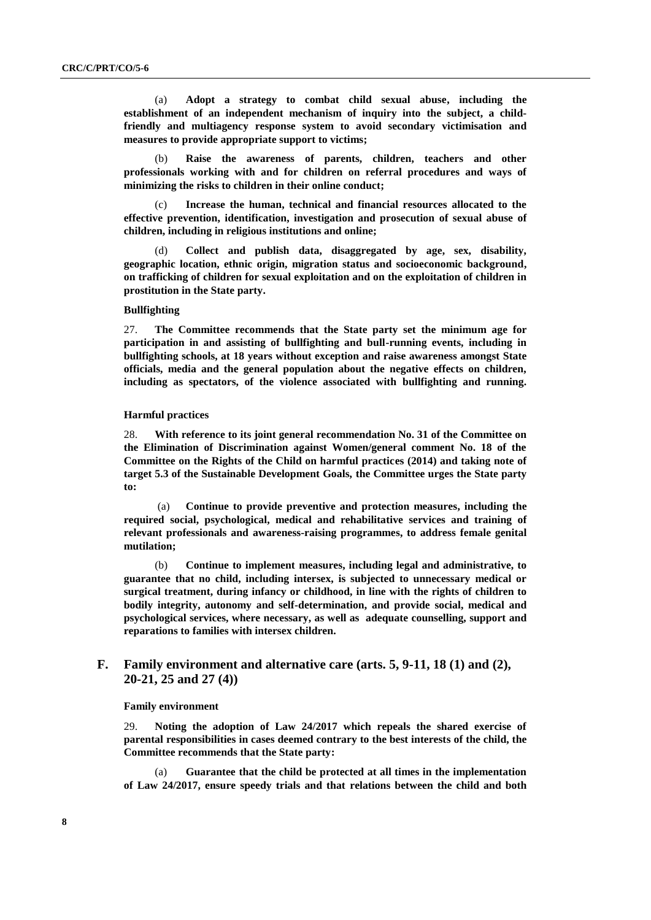(a) **Adopt a strategy to combat child sexual abuse, including the establishment of an independent mechanism of inquiry into the subject, a child-friendly and multiagency response system to avoid secondary victimisation and measures to provide appropriate support to victims;**

(b) **Raise the awareness of parents, children, teachers and other professionals working with and for children on referral procedures and ways of minimizing the risks to children in their online conduct;**

(c) **Increase the human, technical and financial resources allocated to the effective prevention, identification, investigation and prosecution of sexual abuse of children, including in religious institutions and online;**

(d) **Collect and publish data, disaggregated by age, sex, disability, geographic location, ethnic origin, migration status and socioeconomic background, on trafficking of children for sexual exploitation and on the exploitation of children in prostitution in the State party.**

#### Bullfighting

27. **The Committee recommends that the State party set the minimum age for participation in and assisting of bullfighting and bull-running events, including in bullfighting schools, at 18 years without exception and raise awareness amongst State officials, media and the general population about the negative effects on children, including as spectators, of the violence associated with bullfighting and running.**

#### Harmful practices

28. **With reference to its joint general recommendation No. 31 of the Committee on the Elimination of Discrimination against Women/general comment No. 18 of the Committee on the Rights of the Child on harmful practices (2014) and taking note of target 5.3 of the Sustainable Development Goals, the Committee urges the State party to:**

(a) **Continue to provide preventive and protection measures, including the required social, psychological, medical and rehabilitative services and training of relevant professionals and awareness-raising programmes, to address female genital mutilation;**

(b) **Continue to implement measures, including legal and administrative, to guarantee that no child, including intersex, is subjected to unnecessary medical or surgical treatment, during infancy or childhood, in line with the rights of children to bodily integrity, autonomy and self-determination, and provide social, medical and psychological services, where necessary, as well as adequate counselling, support and reparations to families with intersex children.**

## F. Family environment and alternative care (arts. 5, 9-11, 18 (1) and (2), 20-21, 25 and 27 (4))

#### Family environment

29. **Noting the adoption of Law 24/2017 which repeals the shared exercise of parental responsibilities in cases deemed contrary to the best interests of the child, the Committee recommends that the State party:**

(a) **Guarantee that the child be protected at all times in the implementation of Law 24/2017, ensure speedy trials and that relations between the child and both**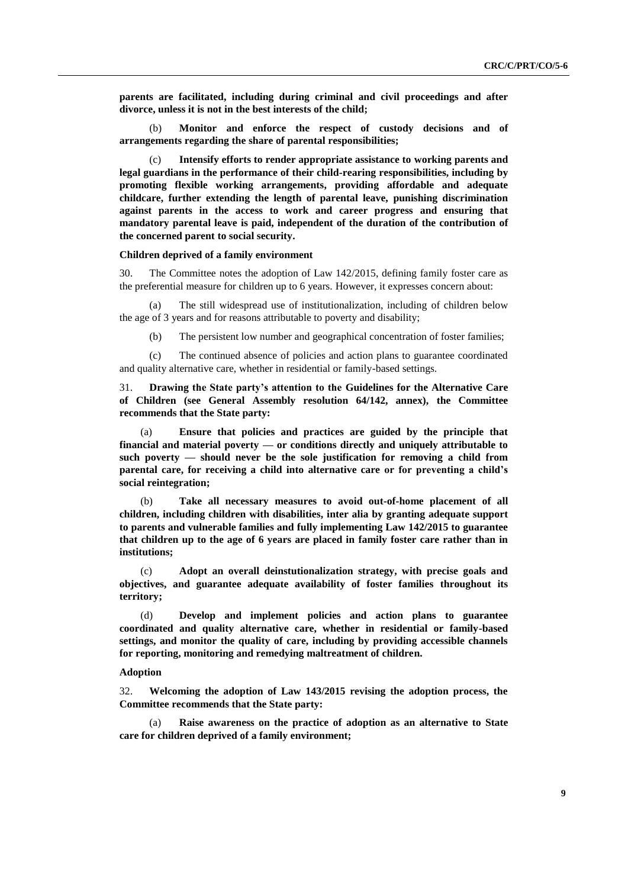**parents are facilitated, including during criminal and civil proceedings and after divorce, unless it is not in the best interests of the child;**

(b) **Monitor and enforce the respect of custody decisions and of arrangements regarding the share of parental responsibilities;**

(c) **Intensify efforts to render appropriate assistance to working parents and legal guardians in the performance of their child-rearing responsibilities, including by promoting flexible working arrangements, providing affordable and adequate childcare, further extending the length of parental leave, punishing discrimination against parents in the access to work and career progress and ensuring that mandatory parental leave is paid, independent of the duration of the contribution of the concerned parent to social security.**

#### Children deprived of a family environment

30. The Committee notes the adoption of Law 142/2015, defining family foster care as the preferential measure for children up to 6 years. However, it expresses concern about:

(a) The still widespread use of institutionalization, including of children below the age of 3 years and for reasons attributable to poverty and disability;

(b) The persistent low number and geographical concentration of foster families;

(c) The continued absence of policies and action plans to guarantee coordinated and quality alternative care, whether in residential or family-based settings.

31. **Drawing the State party's attention to the Guidelines for the Alternative Care of Children (see General Assembly resolution 64/142, annex), the Committee recommends that the State party:**

(a) **Ensure that policies and practices are guided by the principle that financial and material poverty — or conditions directly and uniquely attributable to such poverty — should never be the sole justification for removing a child from parental care, for receiving a child into alternative care or for preventing a child's social reintegration;**

(b) **Take all necessary measures to avoid out-of-home placement of all children, including children with disabilities, inter alia by granting adequate support to parents and vulnerable families and fully implementing Law 142/2015 to guarantee that children up to the age of 6 years are placed in family foster care rather than in institutions;**

(c) **Adopt an overall deinstutionalization strategy, with precise goals and objectives, and guarantee adequate availability of foster families throughout its territory;**

(d) **Develop and implement policies and action plans to guarantee coordinated and quality alternative care, whether in residential or family-based settings, and monitor the quality of care, including by providing accessible channels for reporting, monitoring and remedying maltreatment of children.**

#### Adoption

32. **Welcoming the adoption of Law 143/2015 revising the adoption process, the Committee recommends that the State party:**

(a) **Raise awareness on the practice of adoption as an alternative to State care for children deprived of a family environment;**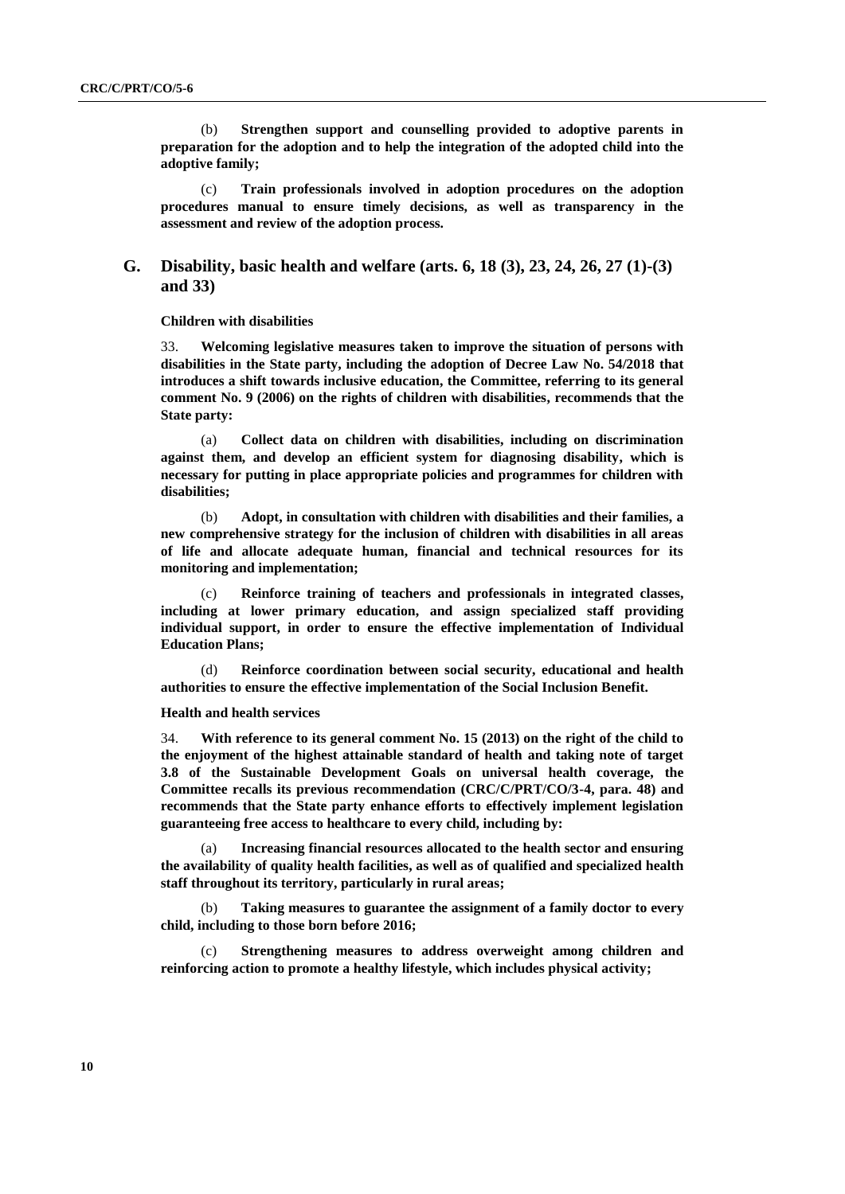(b) **Strengthen support and counselling provided to adoptive parents in preparation for the adoption and to help the integration of the adopted child into the adoptive family;**

(c) **Train professionals involved in adoption procedures on the adoption procedures manual to ensure timely decisions, as well as transparency in the assessment and review of the adoption process.**

## G. Disability, basic health and welfare (arts. 6, 18 (3), 23, 24, 26, 27 (1)-(3) and 33)

### Children with disabilities

33. **Welcoming legislative measures taken to improve the situation of persons with disabilities in the State party, including the adoption of Decree Law No. 54/2018 that introduces a shift towards inclusive education, the Committee, referring to its general comment No. 9 (2006) on the rights of children with disabilities, recommends that the State party:**

(a) **Collect data on children with disabilities, including on discrimination against them, and develop an efficient system for diagnosing disability, which is necessary for putting in place appropriate policies and programmes for children with disabilities;**

(b) **Adopt, in consultation with children with disabilities and their families, a new comprehensive strategy for the inclusion of children with disabilities in all areas of life and allocate adequate human, financial and technical resources for its monitoring and implementation;**

(c) **Reinforce training of teachers and professionals in integrated classes, including at lower primary education, and assign specialized staff providing individual support, in order to ensure the effective implementation of Individual Education Plans;**

(d) **Reinforce coordination between social security, educational and health authorities to ensure the effective implementation of the Social Inclusion Benefit.**

### Health and health services

34. **With reference to its general comment No. 15 (2013) on the right of the child to the enjoyment of the highest attainable standard of health and taking note of target 3.8 of the Sustainable Development Goals on universal health coverage, the Committee recalls its previous recommendation (CRC/C/PRT/CO/3-4, para. 48) and recommends that the State party enhance efforts to effectively implement legislation guaranteeing free access to healthcare to every child, including by:**

(a) **Increasing financial resources allocated to the health sector and ensuring the availability of quality health facilities, as well as of qualified and specialized health staff throughout its territory, particularly in rural areas;**

(b) **Taking measures to guarantee the assignment of a family doctor to every child, including to those born before 2016;**

(c) **Strengthening measures to address overweight among children and reinforcing action to promote a healthy lifestyle, which includes physical activity;**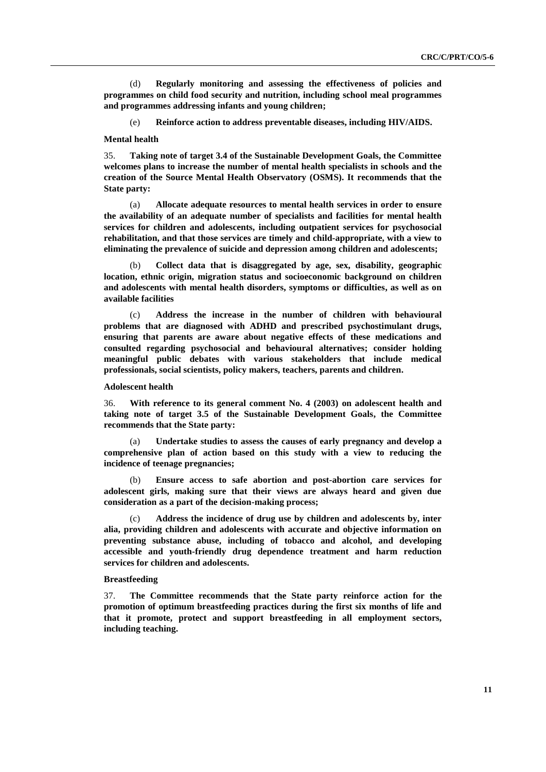(d) **Regularly monitoring and assessing the effectiveness of policies and programmes on child food security and nutrition, including school meal programmes and programmes addressing infants and young children;**

(e) **Reinforce action to address preventable diseases, including HIV/AIDS.**

**Mental health**

35. **Taking note of target 3.4 of the Sustainable Development Goals, the Committee welcomes plans to increase the number of mental health specialists in schools and the creation of the Source Mental Health Observatory (OSMS). It recommends that the State party:**

(a) **Allocate adequate resources to mental health services in order to ensure the availability of an adequate number of specialists and facilities for mental health services for children and adolescents, including outpatient services for psychosocial rehabilitation, and that those services are timely and child-appropriate, with a view to eliminating the prevalence of suicide and depression among children and adolescents;**

(b) **Collect data that is disaggregated by age, sex, disability, geographic location, ethnic origin, migration status and socioeconomic background on children and adolescents with mental health disorders, symptoms or difficulties, as well as on available facilities**

(c) **Address the increase in the number of children with behavioural problems that are diagnosed with ADHD and prescribed psychostimulant drugs, ensuring that parents are aware about negative effects of these medications and consulted regarding psychosocial and behavioural alternatives; consider holding meaningful public debates with various stakeholders that include medical professionals, social scientists, policy makers, teachers, parents and children.**

**Adolescent health**

36. **With reference to its general comment No. 4 (2003) on adolescent health and taking note of target 3.5 of the Sustainable Development Goals, the Committee recommends that the State party:**

(a) **Undertake studies to assess the causes of early pregnancy and develop a comprehensive plan of action based on this study with a view to reducing the incidence of teenage pregnancies;**

(b) **Ensure access to safe abortion and post-abortion care services for adolescent girls, making sure that their views are always heard and given due consideration as a part of the decision-making process;**

(c) **Address the incidence of drug use by children and adolescents by, inter alia, providing children and adolescents with accurate and objective information on preventing substance abuse, including of tobacco and alcohol, and developing accessible and youth-friendly drug dependence treatment and harm reduction services for children and adolescents.**

**Breastfeeding**

37. **The Committee recommends that the State party reinforce action for the promotion of optimum breastfeeding practices during the first six months of life and that it promote, protect and support breastfeeding in all employment sectors, including teaching.**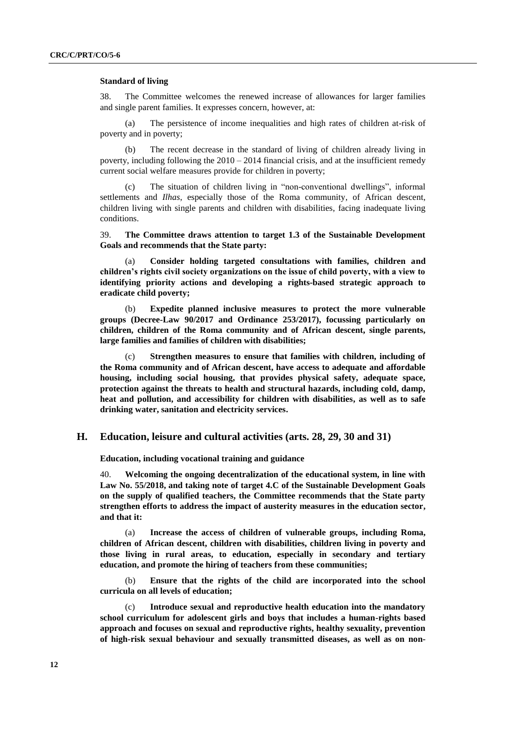**Standard of living**

38. The Committee welcomes the renewed increase of allowances for larger families and single parent families. It expresses concern, however, at:

(a) The persistence of income inequalities and high rates of children at-risk of poverty and in poverty;

(b) The recent decrease in the standard of living of children already living in poverty, including following the 2010 – 2014 financial crisis, and at the insufficient remedy current social welfare measures provide for children in poverty;

(c) The situation of children living in "non-conventional dwellings", informal settlements and *Ilhas*, especially those of the Roma community, of African descent, children living with single parents and children with disabilities, facing inadequate living conditions.

39. **The Committee draws attention to target 1.3 of the Sustainable Development Goals and recommends that the State party:**

(a) **Consider holding targeted consultations with families, children and children's rights civil society organizations on the issue of child poverty, with a view to identifying priority actions and developing a rights-based strategic approach to eradicate child poverty;**

(b) **Expedite planned inclusive measures to protect the more vulnerable groups (Decree-Law 90/2017 and Ordinance 253/2017), focussing particularly on children, children of the Roma community and of African descent, single parents, large families and families of children with disabilities;**

(c) **Strengthen measures to ensure that families with children, including of the Roma community and of African descent, have access to adequate and affordable housing, including social housing, that provides physical safety, adequate space, protection against the threats to health and structural hazards, including cold, damp, heat and pollution, and accessibility for children with disabilities, as well as to safe drinking water, sanitation and electricity services.**

## H. Education, leisure and cultural activities (arts. 28, 29, 30 and 31)

**Education, including vocational training and guidance**

40. **Welcoming the ongoing decentralization of the educational system, in line with Law No. 55/2018, and taking note of target 4.C of the Sustainable Development Goals on the supply of qualified teachers, the Committee recommends that the State party strengthen efforts to address the impact of austerity measures in the education sector, and that it:**

(a) **Increase the access of children of vulnerable groups, including Roma, children of African descent, children with disabilities, children living in poverty and those living in rural areas, to education, especially in secondary and tertiary education, and promote the hiring of teachers from these communities;**

(b) **Ensure that the rights of the child are incorporated into the school curricula on all levels of education;**

(c) **Introduce sexual and reproductive health education into the mandatory school curriculum for adolescent girls and boys that includes a human-rights based approach and focuses on sexual and reproductive rights, healthy sexuality, prevention of high-risk sexual behaviour and sexually transmitted diseases, as well as on non-**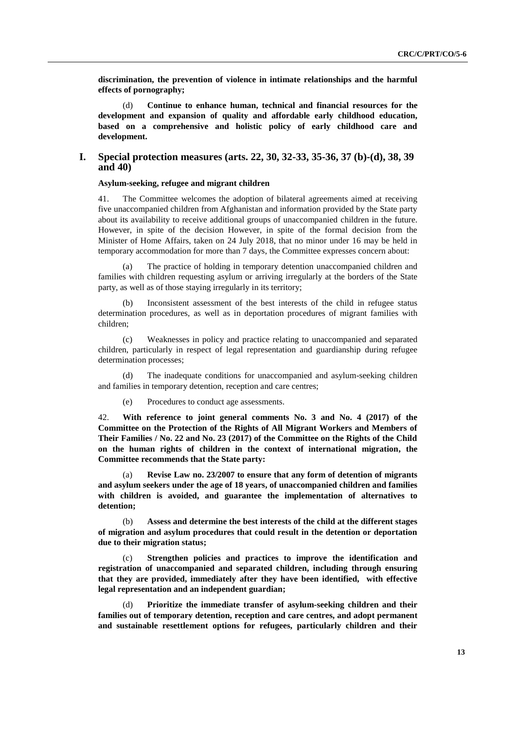**discrimination, the prevention of violence in intimate relationships and the harmful effects of pornography;**

(d) **Continue to enhance human, technical and financial resources for the development and expansion of quality and affordable early childhood education, based on a comprehensive and holistic policy of early childhood care and development.**

## I. Special protection measures (arts. 22, 30, 32-33, 35-36, 37 (b)-(d), 38, 39 and 40)

### Asylum-seeking, refugee and migrant children

41. The Committee welcomes the adoption of bilateral agreements aimed at receiving five unaccompanied children from Afghanistan and information provided by the State party about its availability to receive additional groups of unaccompanied children in the future. However, in spite of the decision However, in spite of the formal decision from the Minister of Home Affairs, taken on 24 July 2018, that no minor under 16 may be held in temporary accommodation for more than 7 days, the Committee expresses concern about:

(a) The practice of holding in temporary detention unaccompanied children and families with children requesting asylum or arriving irregularly at the borders of the State party, as well as of those staying irregularly in its territory;

(b) Inconsistent assessment of the best interests of the child in refugee status determination procedures, as well as in deportation procedures of migrant families with children;

(c) Weaknesses in policy and practice relating to unaccompanied and separated children, particularly in respect of legal representation and guardianship during refugee determination processes;

(d) The inadequate conditions for unaccompanied and asylum-seeking children and families in temporary detention, reception and care centres;

(e) Procedures to conduct age assessments.

42. **With reference to joint general comments No. 3 and No. 4 (2017) of the Committee on the Protection of the Rights of All Migrant Workers and Members of Their Families / No. 22 and No. 23 (2017) of the Committee on the Rights of the Child on the human rights of children in the context of international migration, the Committee recommends that the State party:**

(a) **Revise Law no. 23/2007 to ensure that any form of detention of migrants and asylum seekers under the age of 18 years, of unaccompanied children and families with children is avoided, and guarantee the implementation of alternatives to detention;**

(b) **Assess and determine the best interests of the child at the different stages of migration and asylum procedures that could result in the detention or deportation due to their migration status;**

(c) **Strengthen policies and practices to improve the identification and registration of unaccompanied and separated children, including through ensuring that they are provided, immediately after they have been identified, with effective legal representation and an independent guardian;**

(d) **Prioritize the immediate transfer of asylum-seeking children and their families out of temporary detention, reception and care centres, and adopt permanent and sustainable resettlement options for refugees, particularly children and their**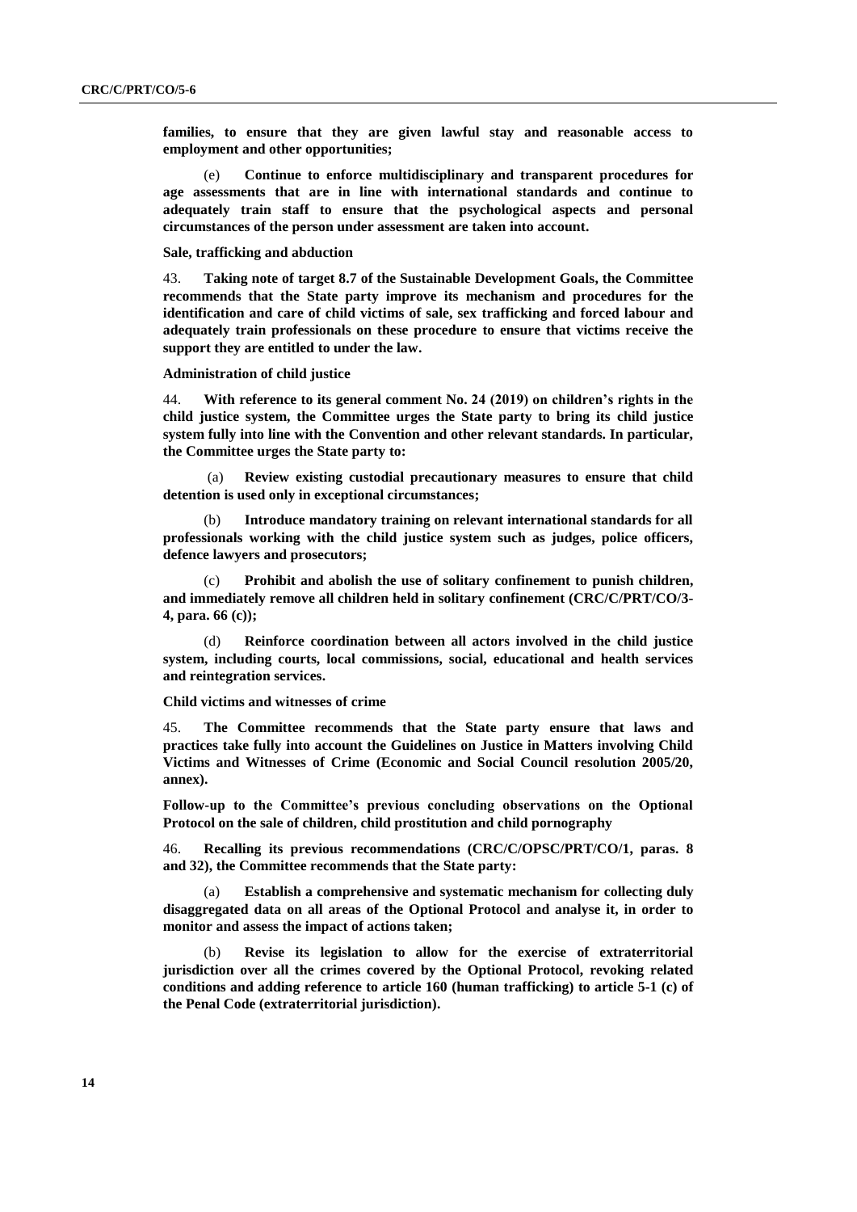**families, to ensure that they are given lawful stay and reasonable access to employment and other opportunities;**

(e) **Continue to enforce multidisciplinary and transparent procedures for age assessments that are in line with international standards and continue to adequately train staff to ensure that the psychological aspects and personal circumstances of the person under assessment are taken into account.**

### Sale, trafficking and abduction

43. **Taking note of target 8.7 of the Sustainable Development Goals, the Committee recommends that the State party improve its mechanism and procedures for the identification and care of child victims of sale, sex trafficking and forced labour and adequately train professionals on these procedure to ensure that victims receive the support they are entitled to under the law.**

### Administration of child justice

44. **With reference to its general comment No. 24 (2019) on children's rights in the child justice system, the Committee urges the State party to bring its child justice system fully into line with the Convention and other relevant standards. In particular, the Committee urges the State party to:**

(a) **Review existing custodial precautionary measures to ensure that child detention is used only in exceptional circumstances;**

(b) **Introduce mandatory training on relevant international standards for all professionals working with the child justice system such as judges, police officers, defence lawyers and prosecutors;**

(c) **Prohibit and abolish the use of solitary confinement to punish children, and immediately remove all children held in solitary confinement (CRC/C/PRT/CO/3-4, para. 66 (c));**

(d) **Reinforce coordination between all actors involved in the child justice system, including courts, local commissions, social, educational and health services and reintegration services.**

### Child victims and witnesses of crime

45. **The Committee recommends that the State party ensure that laws and practices take fully into account the Guidelines on Justice in Matters involving Child Victims and Witnesses of Crime (Economic and Social Council resolution 2005/20, annex).**

### Follow-up to the Committee's previous concluding observations on the Optional Protocol on the sale of children, child prostitution and child pornography

46. **Recalling its previous recommendations (CRC/C/OPSC/PRT/CO/1, paras. 8 and 32), the Committee recommends that the State party:**

(a) **Establish a comprehensive and systematic mechanism for collecting duly disaggregated data on all areas of the Optional Protocol and analyse it, in order to monitor and assess the impact of actions taken;**

(b) **Revise its legislation to allow for the exercise of extraterritorial jurisdiction over all the crimes covered by the Optional Protocol, revoking related conditions and adding reference to article 160 (human trafficking) to article 5-1 (c) of the Penal Code (extraterritorial jurisdiction).**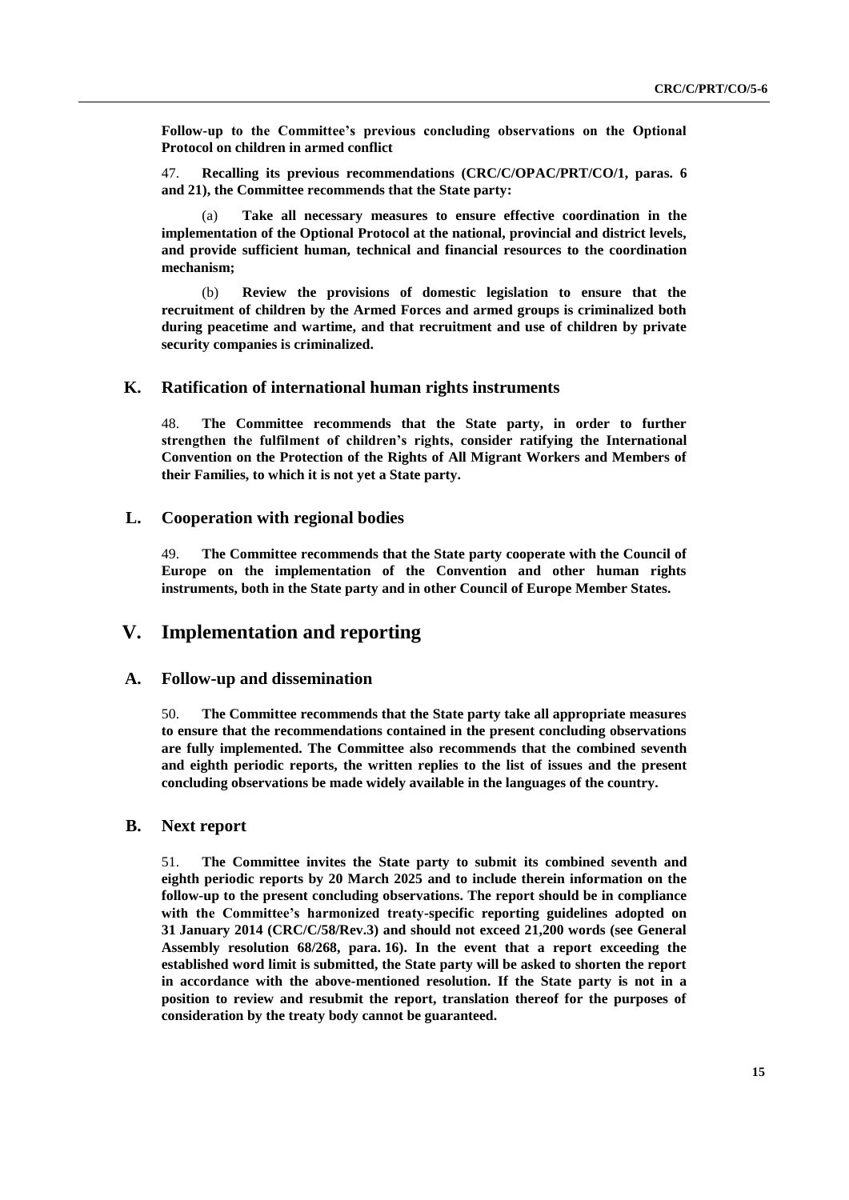**Follow-up to the Committee's previous concluding observations on the Optional Protocol on children in armed conflict**

47. **Recalling its previous recommendations (CRC/C/OPAC/PRT/CO/1, paras. 6 and 21), the Committee recommends that the State party:**

(a) **Take all necessary measures to ensure effective coordination in the implementation of the Optional Protocol at the national, provincial and district levels, and provide sufficient human, technical and financial resources to the coordination mechanism;**

(b) **Review the provisions of domestic legislation to ensure that the recruitment of children by the Armed Forces and armed groups is criminalized both during peacetime and wartime, and that recruitment and use of children by private security companies is criminalized.**

### K. Ratification of international human rights instruments

48. **The Committee recommends that the State party, in order to further strengthen the fulfilment of children's rights, consider ratifying the International Convention on the Protection of the Rights of All Migrant Workers and Members of their Families, to which it is not yet a State party.**

### L. Cooperation with regional bodies

49. **The Committee recommends that the State party cooperate with the Council of Europe on the implementation of the Convention and other human rights instruments, both in the State party and in other Council of Europe Member States.**

## V. Implementation and reporting

### A. Follow-up and dissemination

50. **The Committee recommends that the State party take all appropriate measures to ensure that the recommendations contained in the present concluding observations are fully implemented. The Committee also recommends that the combined seventh and eighth periodic reports, the written replies to the list of issues and the present concluding observations be made widely available in the languages of the country.**

### B. Next report

51. **The Committee invites the State party to submit its combined seventh and eighth periodic reports by 20 March 2025 and to include therein information on the follow-up to the present concluding observations. The report should be in compliance with the Committee's harmonized treaty-specific reporting guidelines adopted on 31 January 2014 (CRC/C/58/Rev.3) and should not exceed 21,200 words (see General Assembly resolution 68/268, para. 16). In the event that a report exceeding the established word limit is submitted, the State party will be asked to shorten the report in accordance with the above-mentioned resolution. If the State party is not in a position to review and resubmit the report, translation thereof for the purposes of consideration by the treaty body cannot be guaranteed.**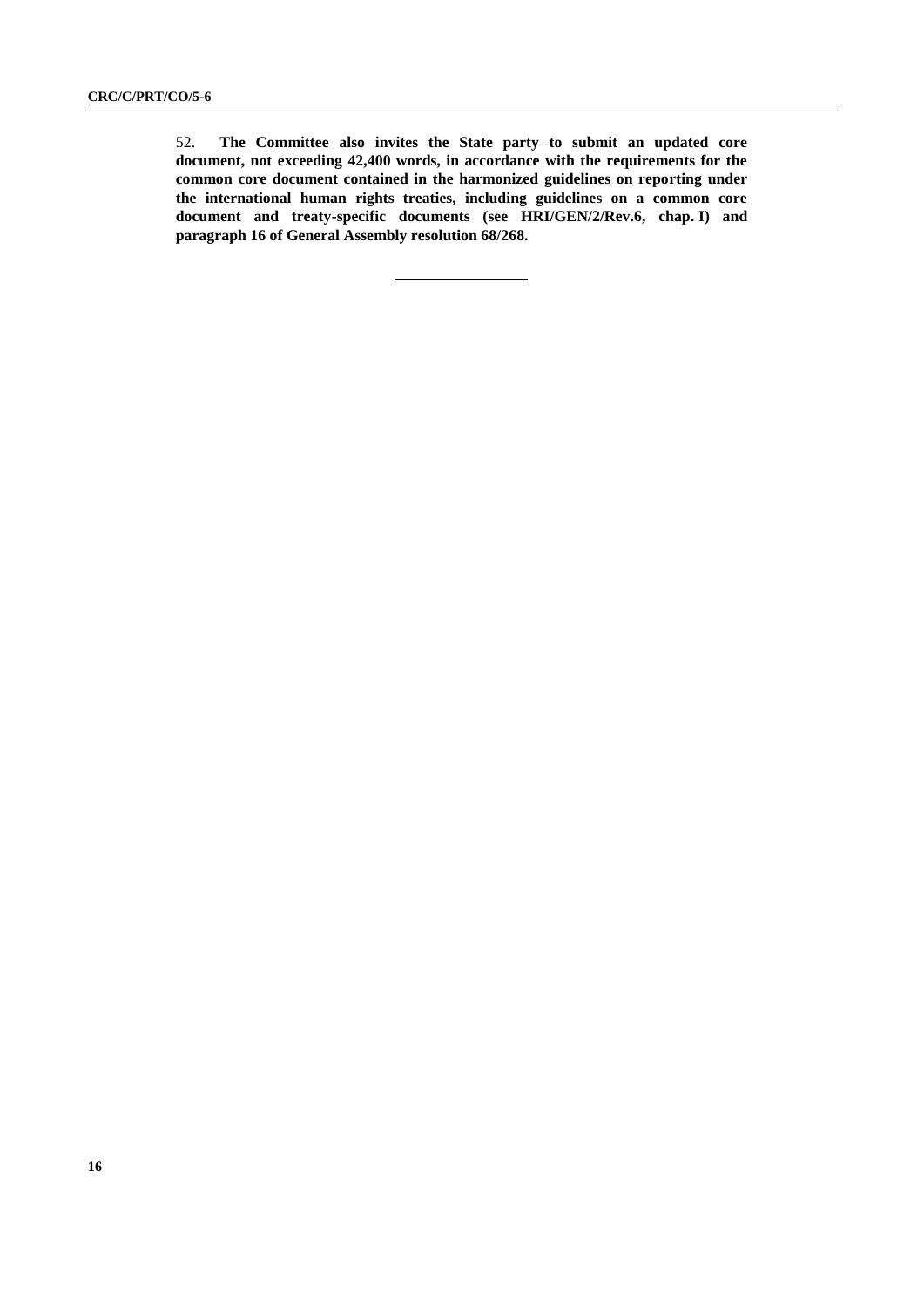52. **The Committee also invites the State party to submit an updated core document, not exceeding 42,400 words, in accordance with the requirements for the common core document contained in the harmonized guidelines on reporting under the international human rights treaties, including guidelines on a common core document and treaty-specific documents (see HRI/GEN/2/Rev.6, chap. I) and paragraph 16 of General Assembly resolution 68/268.**